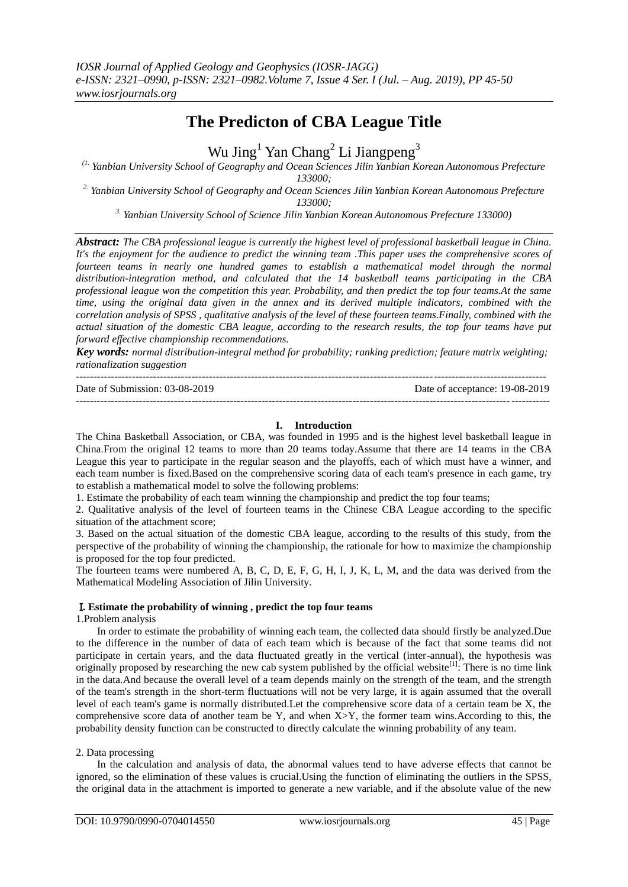# The Predicton of CBA League Title

Wu Jing[1] Yan Chang[2] Li Jiangpeng[3]

(1. Yanbian University School of Geography and Ocean Sciences Jilin Yanbian Korean Autonomous Prefecture 133000;

2. Yanbian University School of Geography and Ocean Sciences Jilin Yanbian Korean Autonomous Prefecture 133000;

3. Yanbian University School of Science Jilin Yanbian Korean Autonomous Prefecture 133000)

***Abstract:*** *The CBA professional league is currently the highest level of professional basketball league in China. It's the enjoyment for the audience to predict the winning team .This paper uses the comprehensive scores of fourteen teams in nearly one hundred games to establish a mathematical model through the normal distribution-integration method, and calculated that the 14 basketball teams participating in the CBA professional league won the competition this year. Probability, and then predict the top four teams.At the same time, using the original data given in the annex and its derived multiple indicators, combined with the correlation analysis of SPSS , qualitative analysis of the level of these fourteen teams.Finally, combined with the actual situation of the domestic CBA league, according to the research results, the top four teams have put forward effective championship recommendations.*

***Key words:*** *normal distribution-integral method for probability; ranking prediction; feature matrix weighting; rationalization suggestion*

---

Date of Submission: 03-08-2019 Date of acceptance: 19-08-2019

---

## I. Introduction

The China Basketball Association, or CBA, was founded in 1995 and is the highest level basketball league in China.From the original 12 teams to more than 20 teams today.Assume that there are 14 teams in the CBA League this year to participate in the regular season and the playoffs, each of which must have a winner, and each team number is fixed.Based on the comprehensive scoring data of each team's presence in each game, try to establish a mathematical model to solve the following problems:

1. Estimate the probability of each team winning the championship and predict the top four teams;
2. Qualitative analysis of the level of fourteen teams in the Chinese CBA League according to the specific situation of the attachment score;
3. Based on the actual situation of the domestic CBA league, according to the results of this study, from the perspective of the probability of winning the championship, the rationale for how to maximize the championship is proposed for the top four predicted.

The fourteen teams were numbered A, B, C, D, E, F, G, H, I, J, K, L, M, and the data was derived from the Mathematical Modeling Association of Jilin University.

## I. Estimate the probability of winning , predict the top four teams

1.Problem analysis

In order to estimate the probability of winning each team, the collected data should firstly be analyzed.Due to the difference in the number of data of each team which is because of the fact that some teams did not participate in certain years, and the data fluctuated greatly in the vertical (inter-annual), the hypothesis was originally proposed by researching the new cab system published by the official website[1]: There is no time link in the data.And because the overall level of a team depends mainly on the strength of the team, and the strength of the team's strength in the short-term fluctuations will not be very large, it is again assumed that the overall level of each team's game is normally distributed.Let the comprehensive score data of a certain team be X, the comprehensive score data of another team be Y, and when X>Y, the former team wins.According to this, the probability density function can be constructed to directly calculate the winning probability of any team.

2. Data processing

In the calculation and analysis of data, the abnormal values tend to have adverse effects that cannot be ignored, so the elimination of these values is crucial.Using the function of eliminating the outliers in the SPSS, the original data in the attachment is imported to generate a new variable, and if the absolute value of the new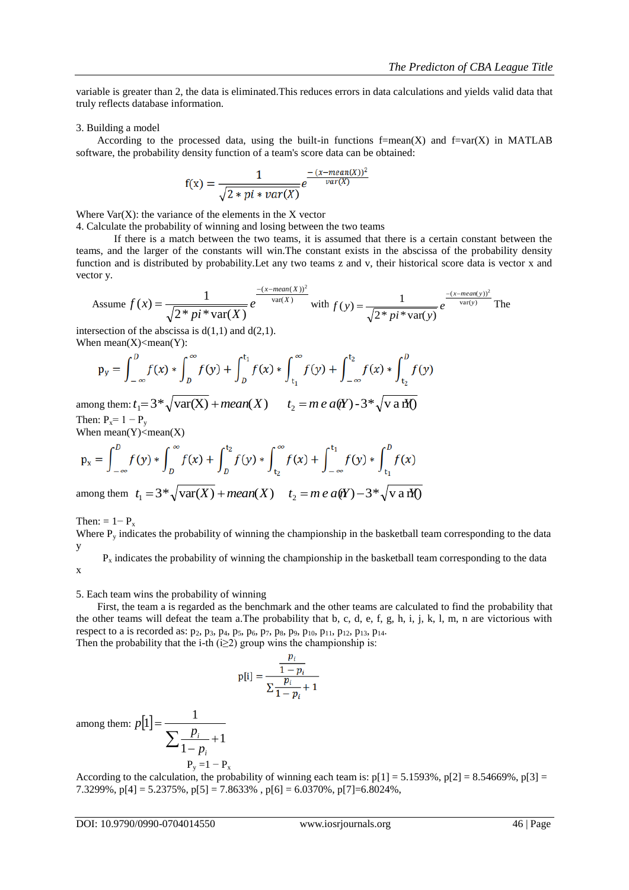variable is greater than 2, the data is eliminated.This reduces errors in data calculations and yields valid data that truly reflects database information.

3. Building a model

According to the processed data, using the built-in functions f=mean(X) and f=var(X) in MATLAB software, the probability density function of a team's score data can be obtained:

$$f(x) = \frac{1}{\sqrt{2 * pi * var(X)}} e^{\frac{-(x-mean(X))^2}{var(X)}}$$

Where Var(X): the variance of the elements in the X vector

4. Calculate the probability of winning and losing between the two teams

If there is a match between the two teams, it is assumed that there is a certain constant between the teams, and the larger of the constants will win.The constant exists in the abscissa of the probability density function and is distributed by probability.Let any two teams z and v, their historical score data is vector x and vector y.

Assume $f(x) = \frac{1}{\sqrt{2 * pi * \text{var}(X)}} e^{\frac{-(x-mean(X))^2}{\text{var}(X)}}$ with $f(y) = \frac{1}{\sqrt{2 * pi * \text{var}(y)}} e^{\frac{-(x-mean(y))^2}{\text{var}(y)}}$ The intersection of the abscissa is d(1,1) and d(2,1).

When mean(X)<mean(Y):

$$P_y = \int_{-\infty}^{D} f(x) * \int_{D}^{\infty} f(y) + \int_{D}^{t_1} f(x) * \int_{t_1}^{\infty} f(y) + \int_{-\infty}^{t_2} f(x) * \int_{t_2}^{D} f(y)$$

among them: $t_1 = 3 * \sqrt{\text{var}(X)} + mean(X)$ $\quad t_2 = mean(Y) - 3 * \sqrt{\text{var}(Y)}$

Then: $P_x = 1 - P_y$

When mean(Y)<mean(X)

$$P_x = \int_{-\infty}^{D} f(y) * \int_{D}^{\infty} f(x) + \int_{D}^{t_2} f(y) * \int_{t_2}^{\infty} f(x) + \int_{-\infty}^{t_1} f(y) * \int_{t_1}^{D} f(x)$$

among them $t_1 = 3 * \sqrt{\text{var}(X)} + mean(X)$ $\quad t_2 = mean(Y) - 3 * \sqrt{\text{var}(Y)}$

Then: $= 1 - P_x$

Where $P_y$ indicates the probability of winning the championship in the basketball team corresponding to the data y

$P_x$ indicates the probability of winning the championship in the basketball team corresponding to the data x

5. Each team wins the probability of winning

First, the team a is regarded as the benchmark and the other teams are calculated to find the probability that the other teams will defeat the team a.The probability that b, c, d, e, f, g, h, i, j, k, l, m, n are victorious with respect to a is recorded as: $p_2$, $p_3$, $p_4$, $p_5$, $p_6$, $p_7$, $p_8$, $p_9$, $p_{10}$, $p_{11}$, $p_{12}$, $p_{13}$, $p_{14}$.

Then the probability that the i-th (i≥2) group wins the championship is:

$$p[i] = \frac{\frac{p_i}{1-p_i}}{\Sigma \frac{p_i}{1-p_i} + 1}$$

among them: $p[1] = \frac{1}{\sum \frac{p_i}{1-p_i} + 1}$

$P_y = 1 - P_x$

According to the calculation, the probability of winning each team is: p[1] = 5.1593%, p[2] = 8.54669%, p[3] = 7.3299%, p[4] = 5.2375%, p[5] = 7.8633% , p[6] = 6.0370%, p[7]=6.8024%,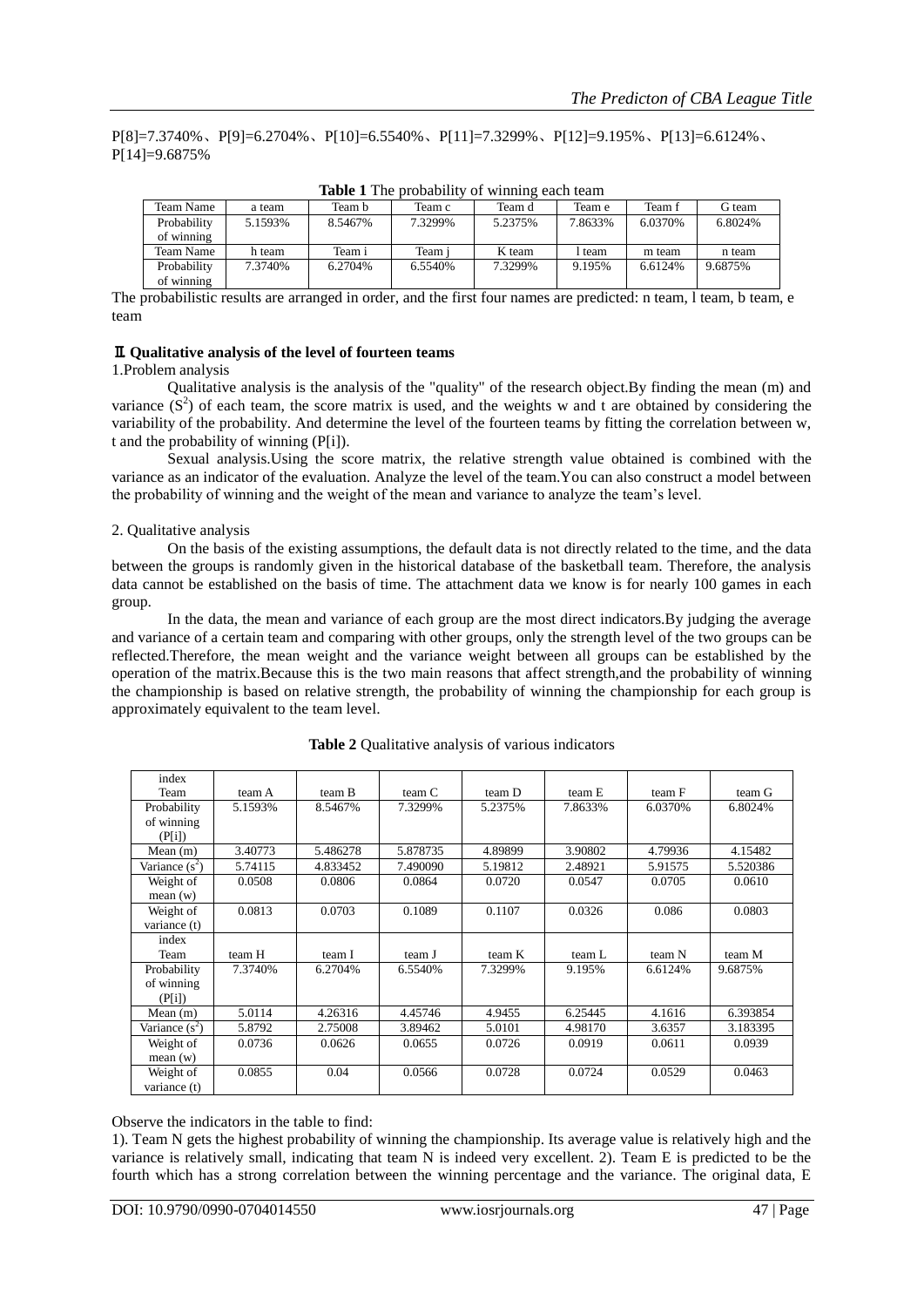P[8]=7.3740%、P[9]=6.2704%、P[10]=6.5540%、P[11]=7.3299%、P[12]=9.195%、P[13]=6.6124%、P[14]=9.6875%

**Table 1** The probability of winning each team

| Team Name | a team | Team b | Team c | Team d | Team e | Team f | G team |
|---|---|---|---|---|---|---|---|
| Probability of winning | 5.1593% | 8.5467% | 7.3299% | 5.2375% | 7.8633% | 6.0370% | 6.8024% |
| Team Name | h team | Team i | Team j | K team | l team | m team | n team |
| Probability of winning | 7.3740% | 6.2704% | 6.5540% | 7.3299% | 9.195% | 6.6124% | 9.6875% |

The probabilistic results are arranged in order, and the first four names are predicted: n team, l team, b team, e team

## Ⅱ. Qualitative analysis of the level of fourteen teams

1.Problem analysis

Qualitative analysis is the analysis of the "quality" of the research object.By finding the mean (m) and variance ($S^2$) of each team, the score matrix is used, and the weights w and t are obtained by considering the variability of the probability. And determine the level of the fourteen teams by fitting the correlation between w, t and the probability of winning (P[i]).

Sexual analysis.Using the score matrix, the relative strength value obtained is combined with the variance as an indicator of the evaluation. Analyze the level of the team.You can also construct a model between the probability of winning and the weight of the mean and variance to analyze the team's level.

2. Qualitative analysis

On the basis of the existing assumptions, the default data is not directly related to the time, and the data between the groups is randomly given in the historical database of the basketball team. Therefore, the analysis data cannot be established on the basis of time. The attachment data we know is for nearly 100 games in each group.

In the data, the mean and variance of each group are the most direct indicators.By judging the average and variance of a certain team and comparing with other groups, only the strength level of the two groups can be reflected.Therefore, the mean weight and the variance weight between all groups can be established by the operation of the matrix.Because this is the two main reasons that affect strength,and the probability of winning the championship is based on relative strength, the probability of winning the championship for each group is approximately equivalent to the team level.

**Table 2** Qualitative analysis of various indicators

| index Team | team A | team B | team C | team D | team E | team F | team G |
|---|---|---|---|---|---|---|---|
| Probability of winning (P[i]) | 5.1593% | 8.5467% | 7.3299% | 5.2375% | 7.8633% | 6.0370% | 6.8024% |
| Mean (m) | 3.40773 | 5.486278 | 5.878735 | 4.89899 | 3.90802 | 4.79936 | 4.15482 |
| Variance ($s^2$) | 5.74115 | 4.833452 | 7.490090 | 5.19812 | 2.48921 | 5.91575 | 5.520386 |
| Weight of mean (w) | 0.0508 | 0.0806 | 0.0864 | 0.0720 | 0.0547 | 0.0705 | 0.0610 |
| Weight of variance (t) | 0.0813 | 0.0703 | 0.1089 | 0.1107 | 0.0326 | 0.086 | 0.0803 |
| index Team | team H | team I | team J | team K | team L | team N | team M |
| Probability of winning (P[i]) | 7.3740% | 6.2704% | 6.5540% | 7.3299% | 9.195% | 6.6124% | 9.6875% |
| Mean (m) | 5.0114 | 4.26316 | 4.45746 | 4.9455 | 6.25445 | 4.1616 | 6.393854 |
| Variance ($s^2$) | 5.8792 | 2.75008 | 3.89462 | 5.0101 | 4.98170 | 3.6357 | 3.183395 |
| Weight of mean (w) | 0.0736 | 0.0626 | 0.0655 | 0.0726 | 0.0919 | 0.0611 | 0.0939 |
| Weight of variance (t) | 0.0855 | 0.04 | 0.0566 | 0.0728 | 0.0724 | 0.0529 | 0.0463 |

Observe the indicators in the table to find:

1). Team N gets the highest probability of winning the championship. Its average value is relatively high and the variance is relatively small, indicating that team N is indeed very excellent. 2). Team E is predicted to be the fourth which has a strong correlation between the winning percentage and the variance. The original data, E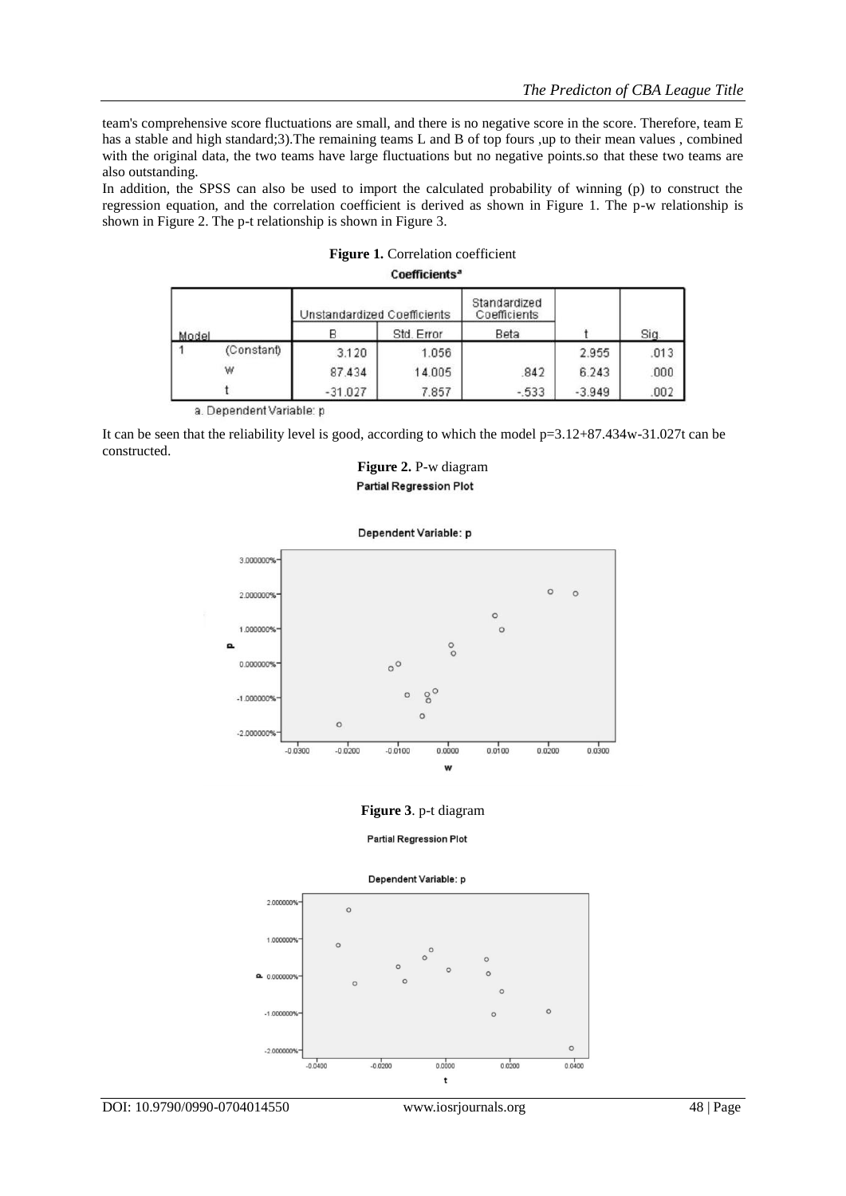team's comprehensive score fluctuations are small, and there is no negative score in the score. Therefore, team E has a stable and high standard;3).The remaining teams L and B of top fours ,up to their mean values , combined with the original data, the two teams have large fluctuations but no negative points.so that these two teams are also outstanding.

In addition, the SPSS can also be used to import the calculated probability of winning (p) to construct the regression equation, and the correlation coefficient is derived as shown in Figure 1. The p-w relationship is shown in Figure 2. The p-t relationship is shown in Figure 3.

**Figure 1.** Correlation coefficient

**Coefficients**[a]

| Model | | Unstandardized Coefficients | | Standardized Coefficients | t | Sig. |
|---|---|---|---|---|---|---|
| | | B | Std. Error | Beta | | |
| 1 | (Constant) | 3.120 | 1.056 | | 2.955 | .013 |
| | w | 87.434 | 14.005 | .842 | 6.243 | .000 |
| | t | -31.027 | 7.857 | -.533 | -3.949 | .002 |

a. Dependent Variable: p

It can be seen that the reliability level is good, according to which the model $p=3.12+87.434w-31.027t$ can be constructed.

**Figure 2.** P-w diagram

**Figure 3**. p-t diagram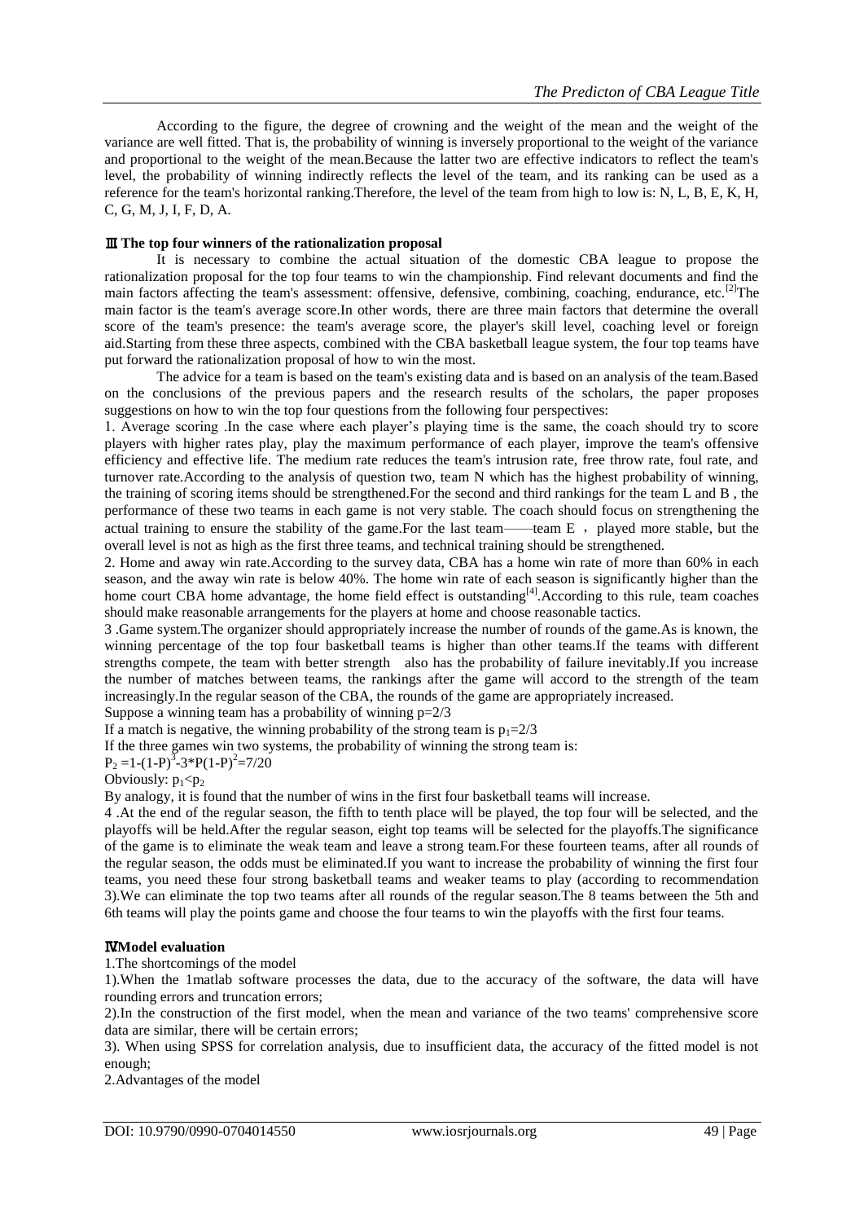According to the figure, the degree of crowning and the weight of the mean and the weight of the variance are well fitted. That is, the probability of winning is inversely proportional to the weight of the variance and proportional to the weight of the mean.Because the latter two are effective indicators to reflect the team's level, the probability of winning indirectly reflects the level of the team, and its ranking can be used as a reference for the team's horizontal ranking.Therefore, the level of the team from high to low is: N, L, B, E, K, H, C, G, M, J, I, F, D, A.

## Ⅲ The top four winners of the rationalization proposal

It is necessary to combine the actual situation of the domestic CBA league to propose the rationalization proposal for the top four teams to win the championship. Find relevant documents and find the main factors affecting the team's assessment: offensive, defensive, combining, coaching, endurance, etc.[2]The main factor is the team's average score.In other words, there are three main factors that determine the overall score of the team's presence: the team's average score, the player's skill level, coaching level or foreign aid.Starting from these three aspects, combined with the CBA basketball league system, the four top teams have put forward the rationalization proposal of how to win the most.

The advice for a team is based on the team's existing data and is based on an analysis of the team.Based on the conclusions of the previous papers and the research results of the scholars, the paper proposes suggestions on how to win the top four questions from the following four perspectives:

1. Average scoring .In the case where each player's playing time is the same, the coach should try to score players with higher rates play, play the maximum performance of each player, improve the team's offensive efficiency and effective life. The medium rate reduces the team's intrusion rate, free throw rate, foul rate, and turnover rate.According to the analysis of question two, team N which has the highest probability of winning, the training of scoring items should be strengthened.For the second and third rankings for the team L and B , the performance of these two teams in each game is not very stable. The coach should focus on strengthening the actual training to ensure the stability of the game.For the last team——team E ， played more stable, but the overall level is not as high as the first three teams, and technical training should be strengthened.

2. Home and away win rate.According to the survey data, CBA has a home win rate of more than 60% in each season, and the away win rate is below 40%. The home win rate of each season is significantly higher than the home court CBA home advantage, the home field effect is outstanding[4].According to this rule, team coaches should make reasonable arrangements for the players at home and choose reasonable tactics.

3 .Game system.The organizer should appropriately increase the number of rounds of the game.As is known, the winning percentage of the top four basketball teams is higher than other teams.If the teams with different strengths compete, the team with better strength also has the probability of failure inevitably.If you increase the number of matches between teams, the rankings after the game will accord to the strength of the team increasingly.In the regular season of the CBA, the rounds of the game are appropriately increased.

Suppose a winning team has a probability of winning $p=2/3$

If a match is negative, the winning probability of the strong team is $p_1=2/3$

If the three games win two systems, the probability of winning the strong team is:

$P_2 =1-(1-P)^3-3*P(1-P)^2=7/20$

Obviously: $p_1<p_2$

By analogy, it is found that the number of wins in the first four basketball teams will increase.

4 .At the end of the regular season, the fifth to tenth place will be played, the top four will be selected, and the playoffs will be held.After the regular season, eight top teams will be selected for the playoffs.The significance of the game is to eliminate the weak team and leave a strong team.For these fourteen teams, after all rounds of the regular season, the odds must be eliminated.If you want to increase the probability of winning the first four teams, you need these four strong basketball teams and weaker teams to play (according to recommendation 3).We can eliminate the top two teams after all rounds of the regular season.The 8 teams between the 5th and 6th teams will play the points game and choose the four teams to win the playoffs with the first four teams.

## ⅣModel evaluation

1.The shortcomings of the model

1).When the 1matlab software processes the data, due to the accuracy of the software, the data will have rounding errors and truncation errors;

2).In the construction of the first model, when the mean and variance of the two teams' comprehensive score data are similar, there will be certain errors;

3). When using SPSS for correlation analysis, due to insufficient data, the accuracy of the fitted model is not enough;

2.Advantages of the model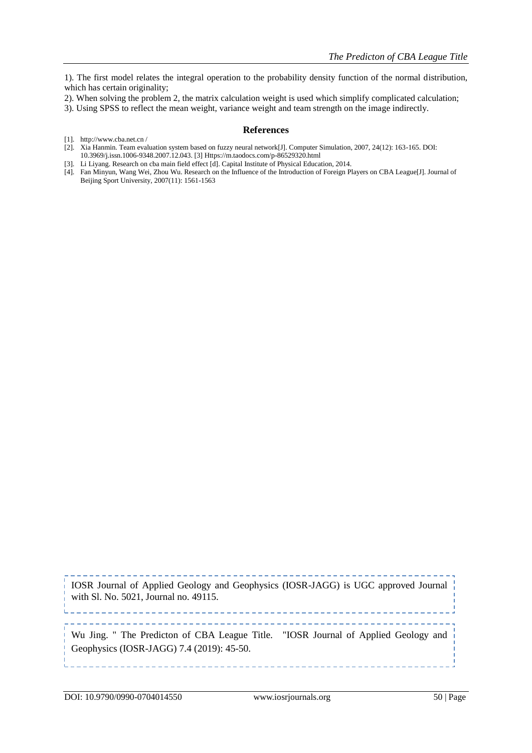1). The first model relates the integral operation to the probability density function of the normal distribution, which has certain originality;

2). When solving the problem 2, the matrix calculation weight is used which simplify complicated calculation;

3). Using SPSS to reflect the mean weight, variance weight and team strength on the image indirectly.

## References

[1]. http://www.cba.net.cn /

[2]. Xia Hanmin. Team evaluation system based on fuzzy neural network[J]. Computer Simulation, 2007, 24(12): 163-165. DOI: 10.3969/j.issn.1006-9348.2007.12.043. [3] Https://m.taodocs.com/p-86529320.html

[3]. Li Liyang. Research on cba main field effect [d]. Capital Institute of Physical Education, 2014.

[4]. Fan Minyun, Wang Wei, Zhou Wu. Research on the Influence of the Introduction of Foreign Players on CBA League[J]. Journal of Beijing Sport University, 2007(11): 1561-1563

IOSR Journal of Applied Geology and Geophysics (IOSR-JAGG) is UGC approved Journal with Sl. No. 5021, Journal no. 49115.

Wu Jing. " The Predicton of CBA League Title. "IOSR Journal of Applied Geology and Geophysics (IOSR-JAGG) 7.4 (2019): 45-50.